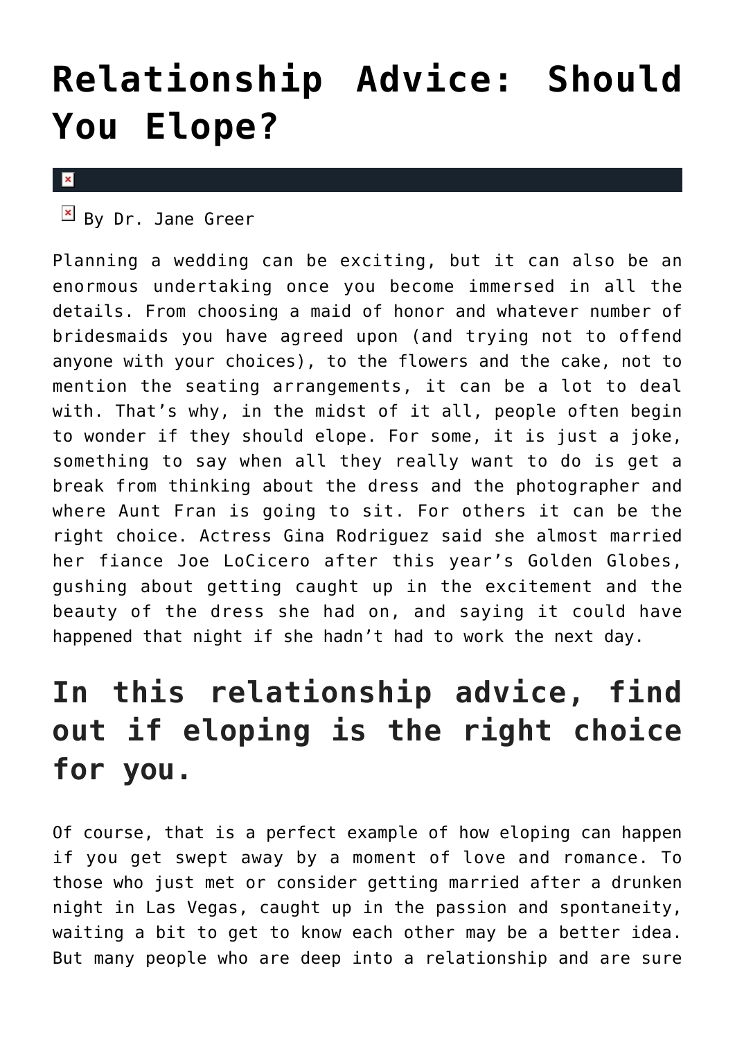# Relationship Advice: Should You Elope?

By Dr. Jane Greer

Planning a wedding can be exciting, but it can also be an enormous undertaking once you become immersed in all the details. From choosing a maid of honor and whatever number of bridesmaids you have agreed upon (and trying not to offend anyone with your choices), to the flowers and the cake, not to mention the seating arrangements, it can be a lot to deal with. That's why, in the midst of it all, people often begin to wonder if they should elope. For some, it is just a joke, something to say when all they really want to do is get a break from thinking about the dress and the photographer and where Aunt Fran is going to sit. For others it can be the right choice. Actress Gina Rodriguez said she almost married her fiance Joe LoCicero after this year's Golden Globes, gushing about getting caught up in the excitement and the beauty of the dress she had on, and saying it could have happened that night if she hadn't had to work the next day.

## In this relationship advice, find out if eloping is the right choice for you.

Of course, that is a perfect example of how eloping can happen if you get swept away by a moment of love and romance. To those who just met or consider getting married after a drunken night in Las Vegas, caught up in the passion and spontaneity, waiting a bit to get to know each other may be a better idea. But many people who are deep into a relationship and are sure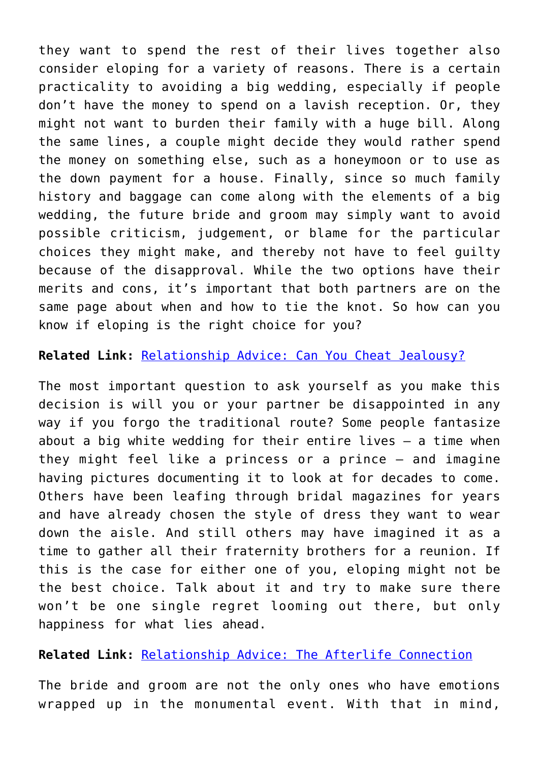they want to spend the rest of their lives together also consider eloping for a variety of reasons. There is a certain practicality to avoiding a big wedding, especially if people don't have the money to spend on a lavish reception. Or, they might not want to burden their family with a huge bill. Along the same lines, a couple might decide they would rather spend the money on something else, such as a honeymoon or to use as the down payment for a house. Finally, since so much family history and baggage can come along with the elements of a big wedding, the future bride and groom may simply want to avoid possible criticism, judgement, or blame for the particular choices they might make, and thereby not have to feel guilty because of the disapproval. While the two options have their merits and cons, it's important that both partners are on the same page about when and how to tie the knot. So how can you know if eloping is the right choice for you?

**Related Link:** Relationship Advice: Can You Cheat Jealousy?

The most important question to ask yourself as you make this decision is will you or your partner be disappointed in any way if you forgo the traditional route? Some people fantasize about a big white wedding for their entire lives — a time when they might feel like a princess or a prince — and imagine having pictures documenting it to look at for decades to come. Others have been leafing through bridal magazines for years and have already chosen the style of dress they want to wear down the aisle. And still others may have imagined it as a time to gather all their fraternity brothers for a reunion. If this is the case for either one of you, eloping might not be the best choice. Talk about it and try to make sure there won't be one single regret looming out there, but only happiness for what lies ahead.

**Related Link:** Relationship Advice: The Afterlife Connection

The bride and groom are not the only ones who have emotions wrapped up in the monumental event. With that in mind,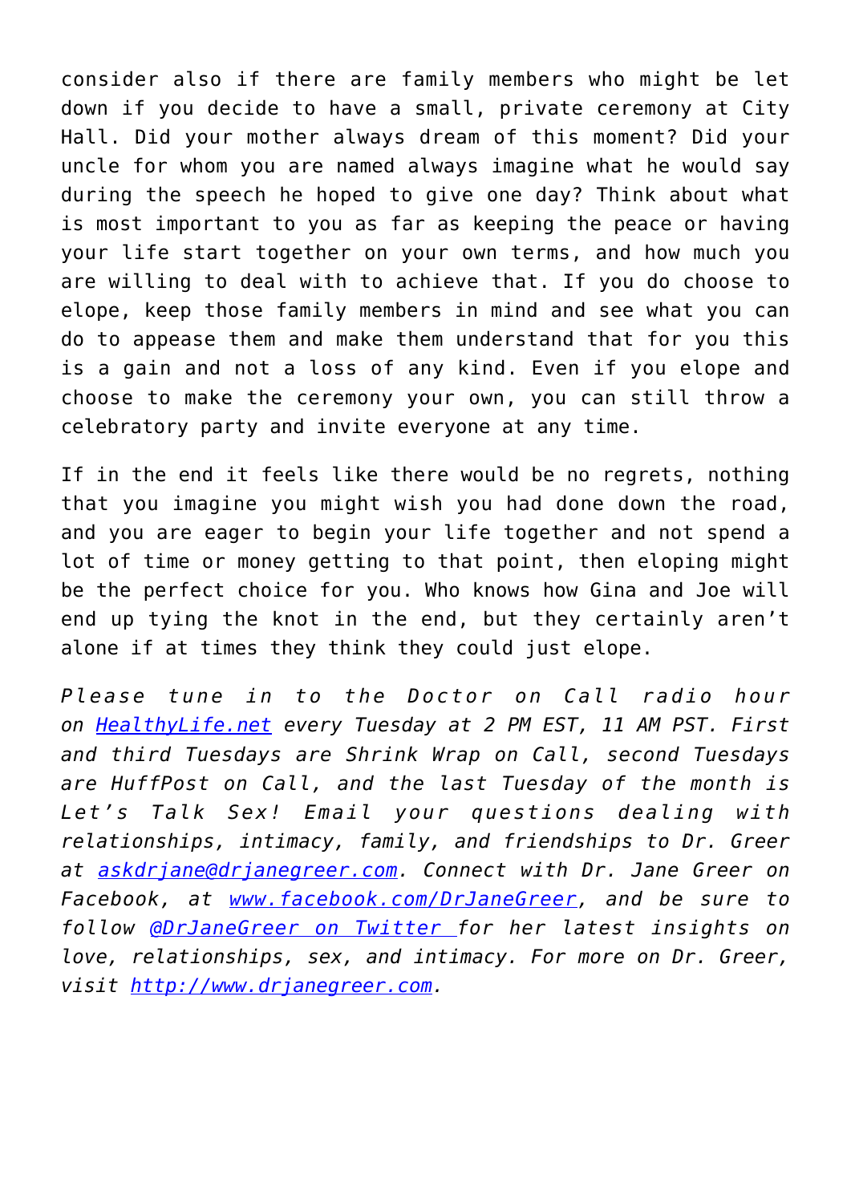consider also if there are family members who might be let down if you decide to have a small, private ceremony at City Hall. Did your mother always dream of this moment? Did your uncle for whom you are named always imagine what he would say during the speech he hoped to give one day? Think about what is most important to you as far as keeping the peace or having your life start together on your own terms, and how much you are willing to deal with to achieve that. If you do choose to elope, keep those family members in mind and see what you can do to appease them and make them understand that for you this is a gain and not a loss of any kind. Even if you elope and choose to make the ceremony your own, you can still throw a celebratory party and invite everyone at any time.

If in the end it feels like there would be no regrets, nothing that you imagine you might wish you had done down the road, and you are eager to begin your life together and not spend a lot of time or money getting to that point, then eloping might be the perfect choice for you. Who knows how Gina and Joe will end up tying the knot in the end, but they certainly aren't alone if at times they think they could just elope.

*Please tune in to the Doctor on Call radio hour on [HealthyLife.net](HealthyLife.net) every Tuesday at 2 PM EST, 11 AM PST. First and third Tuesdays are Shrink Wrap on Call, second Tuesdays are HuffPost on Call, and the last Tuesday of the month is Let's Talk Sex! Email your questions dealing with relationships, intimacy, family, and friendships to Dr. Greer at [askdrjane@drjanegreer.com](mailto:askdrjane@drjanegreer.com). Connect with Dr. Jane Greer on Facebook, at [www.facebook.com/DrJaneGreer](www.facebook.com/DrJaneGreer), and be sure to follow [@DrJaneGreer on Twitter](https://twitter.com/DrJaneGreer) for her latest insights on love, relationships, sex, and intimacy. For more on Dr. Greer, visit [http://www.drjanegreer.com](http://www.drjanegreer.com).*